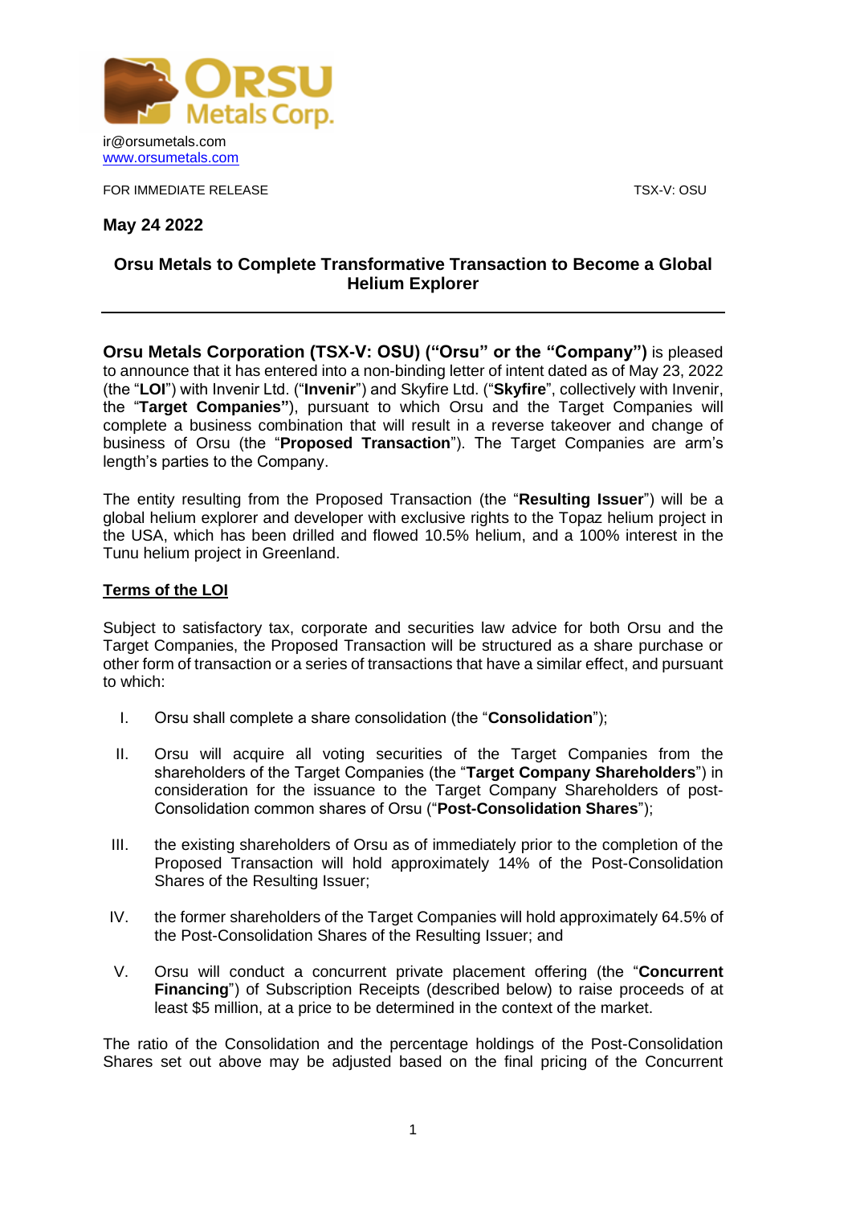ir@orsumetals.com
www.orsumetals.com

FOR IMMEDIATE RELEASE TSX-V: OSU

**May 24 2022**

## Orsu Metals to Complete Transformative Transaction to Become a Global Helium Explorer

---

**Orsu Metals Corporation (TSX-V: OSU) ("Orsu" or the "Company")** is pleased to announce that it has entered into a non-binding letter of intent dated as of May 23, 2022 (the "**LOI**") with Invenir Ltd. ("**Invenir**") and Skyfire Ltd. ("**Skyfire**", collectively with Invenir, the "**Target Companies"**), pursuant to which Orsu and the Target Companies will complete a business combination that will result in a reverse takeover and change of business of Orsu (the "**Proposed Transaction**"). The Target Companies are arm's length's parties to the Company.

The entity resulting from the Proposed Transaction (the "**Resulting Issuer**") will be a global helium explorer and developer with exclusive rights to the Topaz helium project in the USA, which has been drilled and flowed 10.5% helium, and a 100% interest in the Tunu helium project in Greenland.

### Terms of the LOI

Subject to satisfactory tax, corporate and securities law advice for both Orsu and the Target Companies, the Proposed Transaction will be structured as a share purchase or other form of transaction or a series of transactions that have a similar effect, and pursuant to which:

I. Orsu shall complete a share consolidation (the "**Consolidation**");

II. Orsu will acquire all voting securities of the Target Companies from the shareholders of the Target Companies (the "**Target Company Shareholders**") in consideration for the issuance to the Target Company Shareholders of post-Consolidation common shares of Orsu ("**Post-Consolidation Shares**");

III. the existing shareholders of Orsu as of immediately prior to the completion of the Proposed Transaction will hold approximately 14% of the Post-Consolidation Shares of the Resulting Issuer;

IV. the former shareholders of the Target Companies will hold approximately 64.5% of the Post-Consolidation Shares of the Resulting Issuer; and

V. Orsu will conduct a concurrent private placement offering (the "**Concurrent Financing**") of Subscription Receipts (described below) to raise proceeds of at least $5 million, at a price to be determined in the context of the market.

The ratio of the Consolidation and the percentage holdings of the Post-Consolidation Shares set out above may be adjusted based on the final pricing of the Concurrent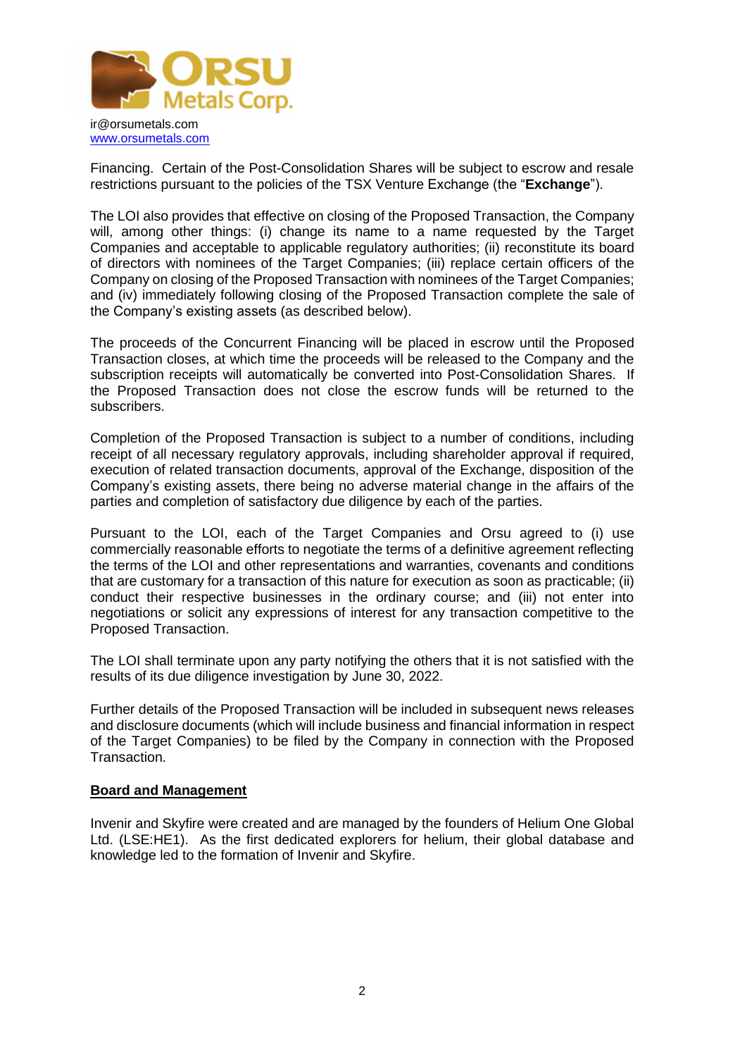Financing. Certain of the Post-Consolidation Shares will be subject to escrow and resale restrictions pursuant to the policies of the TSX Venture Exchange (the "**Exchange**").

The LOI also provides that effective on closing of the Proposed Transaction, the Company will, among other things: (i) change its name to a name requested by the Target Companies and acceptable to applicable regulatory authorities; (ii) reconstitute its board of directors with nominees of the Target Companies; (iii) replace certain officers of the Company on closing of the Proposed Transaction with nominees of the Target Companies; and (iv) immediately following closing of the Proposed Transaction complete the sale of the Company's existing assets (as described below).

The proceeds of the Concurrent Financing will be placed in escrow until the Proposed Transaction closes, at which time the proceeds will be released to the Company and the subscription receipts will automatically be converted into Post-Consolidation Shares. If the Proposed Transaction does not close the escrow funds will be returned to the subscribers.

Completion of the Proposed Transaction is subject to a number of conditions, including receipt of all necessary regulatory approvals, including shareholder approval if required, execution of related transaction documents, approval of the Exchange, disposition of the Company's existing assets, there being no adverse material change in the affairs of the parties and completion of satisfactory due diligence by each of the parties.

Pursuant to the LOI, each of the Target Companies and Orsu agreed to (i) use commercially reasonable efforts to negotiate the terms of a definitive agreement reflecting the terms of the LOI and other representations and warranties, covenants and conditions that are customary for a transaction of this nature for execution as soon as practicable; (ii) conduct their respective businesses in the ordinary course; and (iii) not enter into negotiations or solicit any expressions of interest for any transaction competitive to the Proposed Transaction.

The LOI shall terminate upon any party notifying the others that it is not satisfied with the results of its due diligence investigation by June 30, 2022.

Further details of the Proposed Transaction will be included in subsequent news releases and disclosure documents (which will include business and financial information in respect of the Target Companies) to be filed by the Company in connection with the Proposed Transaction.

## Board and Management

Invenir and Skyfire were created and are managed by the founders of Helium One Global Ltd. (LSE:HE1). As the first dedicated explorers for helium, their global database and knowledge led to the formation of Invenir and Skyfire.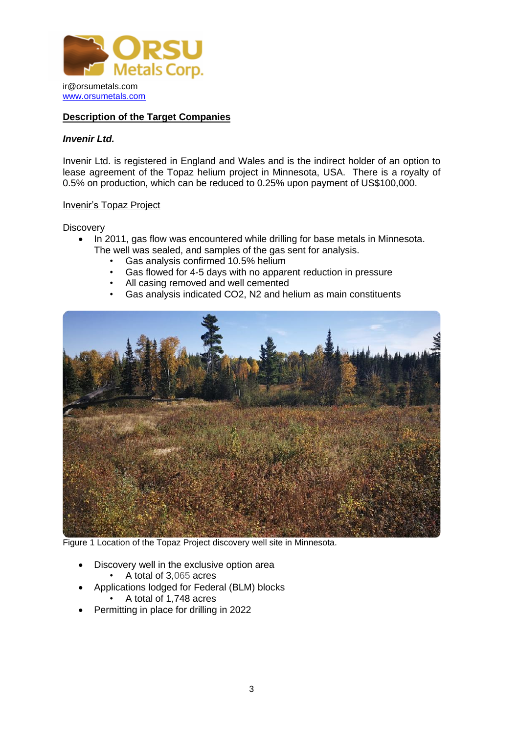ir@orsumetals.com
www.orsumetals.com

## Description of the Target Companies

### *Invenir Ltd.*

Invenir Ltd. is registered in England and Wales and is the indirect holder of an option to lease agreement of the Topaz helium project in Minnesota, USA. There is a royalty of 0.5% on production, which can be reduced to 0.25% upon payment of US$100,000.

Invenir's Topaz Project

Discovery

- In 2011, gas flow was encountered while drilling for base metals in Minnesota. The well was sealed, and samples of the gas sent for analysis.
  - Gas analysis confirmed 10.5% helium
  - Gas flowed for 4-5 days with no apparent reduction in pressure
  - All casing removed and well cemented
  - Gas analysis indicated $CO_2$, $N_2$ and helium as main constituents

Figure 1 Location of the Topaz Project discovery well site in Minnesota.

- Discovery well in the exclusive option area
  - A total of 3,065 acres
- Applications lodged for Federal (BLM) blocks
  - A total of 1,748 acres
- Permitting in place for drilling in 2022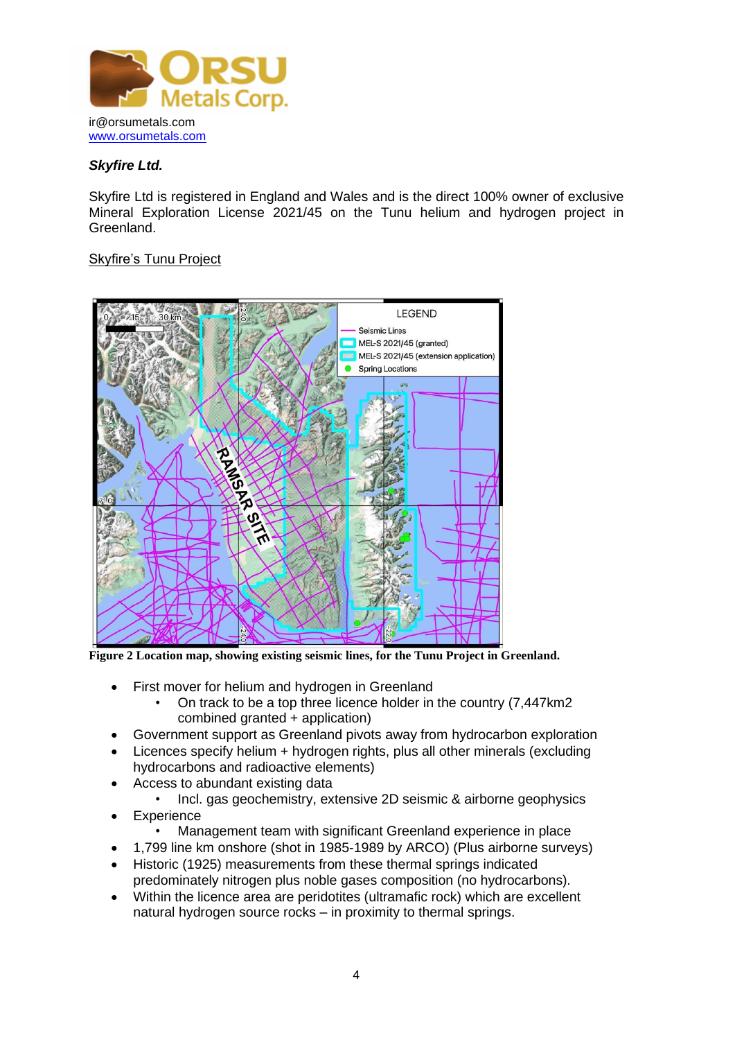ir@orsumetals.com
www.orsumetals.com

### *Skyfire Ltd.*

Skyfire Ltd is registered in England and Wales and is the direct 100% owner of exclusive Mineral Exploration License 2021/45 on the Tunu helium and hydrogen project in Greenland.

Skyfire's Tunu Project

**Figure 2 Location map, showing existing seismic lines, for the Tunu Project in Greenland.**

- First mover for helium and hydrogen in Greenland
    - On track to be a top three licence holder in the country (7,447km2 combined granted + application)
- Government support as Greenland pivots away from hydrocarbon exploration
- Licences specify helium + hydrogen rights, plus all other minerals (excluding hydrocarbons and radioactive elements)
- Access to abundant existing data
    - Incl. gas geochemistry, extensive 2D seismic & airborne geophysics
- Experience
    - Management team with significant Greenland experience in place
- 1,799 line km onshore (shot in 1985-1989 by ARCO) (Plus airborne surveys)
- Historic (1925) measurements from these thermal springs indicated predominately nitrogen plus noble gases composition (no hydrocarbons).
- Within the licence area are peridotites (ultramafic rock) which are excellent natural hydrogen source rocks – in proximity to thermal springs.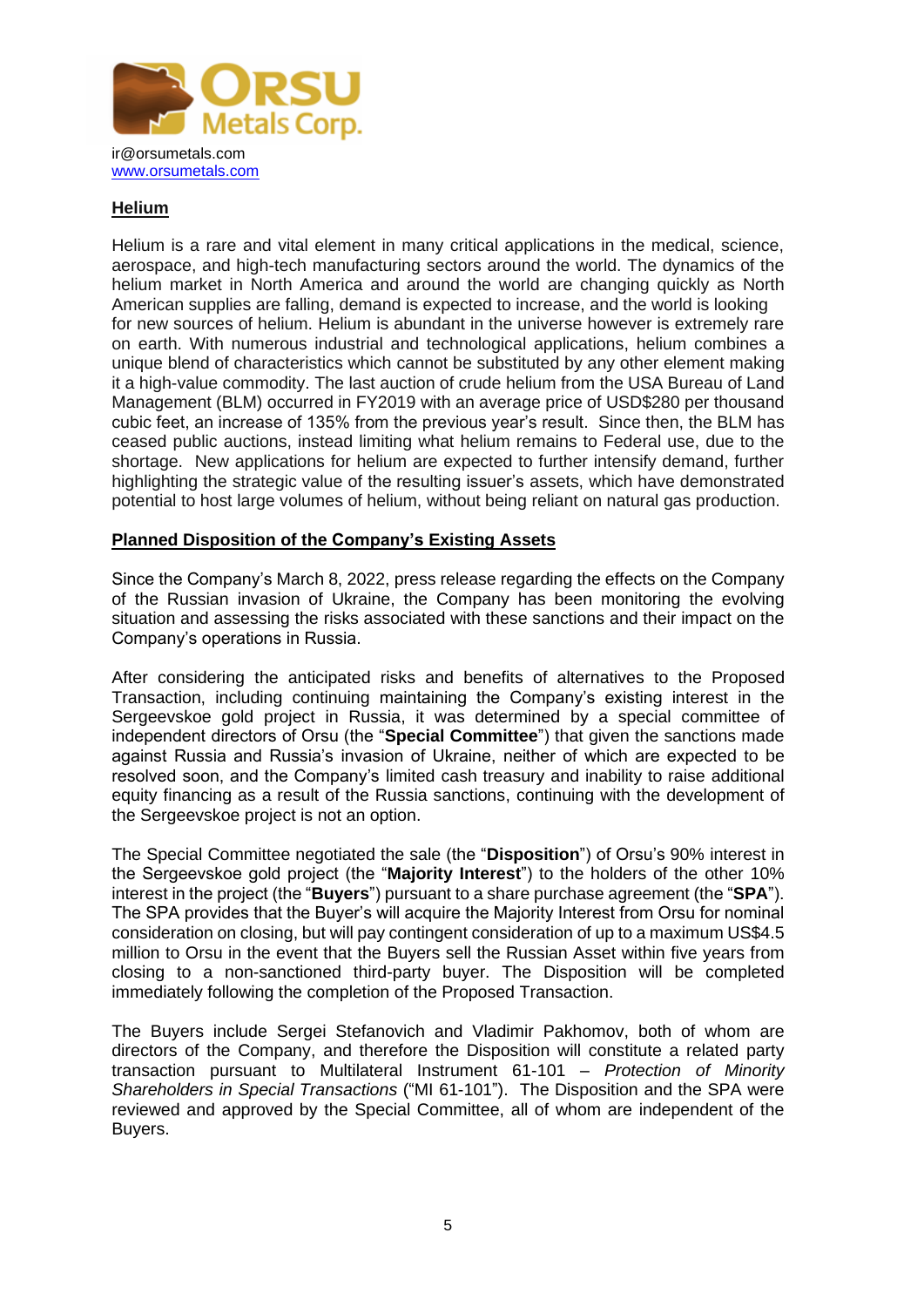ir@orsumetals.com
www.orsumetals.com

## Helium

Helium is a rare and vital element in many critical applications in the medical, science, aerospace, and high-tech manufacturing sectors around the world. The dynamics of the helium market in North America and around the world are changing quickly as North American supplies are falling, demand is expected to increase, and the world is looking for new sources of helium. Helium is abundant in the universe however is extremely rare on earth. With numerous industrial and technological applications, helium combines a unique blend of characteristics which cannot be substituted by any other element making it a high-value commodity. The last auction of crude helium from the USA Bureau of Land Management (BLM) occurred in FY2019 with an average price of USD$280 per thousand cubic feet, an increase of 135% from the previous year's result. Since then, the BLM has ceased public auctions, instead limiting what helium remains to Federal use, due to the shortage. New applications for helium are expected to further intensify demand, further highlighting the strategic value of the resulting issuer's assets, which have demonstrated potential to host large volumes of helium, without being reliant on natural gas production.

## Planned Disposition of the Company's Existing Assets

Since the Company's March 8, 2022, press release regarding the effects on the Company of the Russian invasion of Ukraine, the Company has been monitoring the evolving situation and assessing the risks associated with these sanctions and their impact on the Company's operations in Russia.

After considering the anticipated risks and benefits of alternatives to the Proposed Transaction, including continuing maintaining the Company's existing interest in the Sergeevskoe gold project in Russia, it was determined by a special committee of independent directors of Orsu (the "**Special Committee**") that given the sanctions made against Russia and Russia's invasion of Ukraine, neither of which are expected to be resolved soon, and the Company's limited cash treasury and inability to raise additional equity financing as a result of the Russia sanctions, continuing with the development of the Sergeevskoe project is not an option.

The Special Committee negotiated the sale (the "**Disposition**") of Orsu's 90% interest in the Sergeevskoe gold project (the "**Majority Interest**") to the holders of the other 10% interest in the project (the "**Buyers**") pursuant to a share purchase agreement (the "**SPA**"). The SPA provides that the Buyer's will acquire the Majority Interest from Orsu for nominal consideration on closing, but will pay contingent consideration of up to a maximum US$4.5 million to Orsu in the event that the Buyers sell the Russian Asset within five years from closing to a non-sanctioned third-party buyer. The Disposition will be completed immediately following the completion of the Proposed Transaction.

The Buyers include Sergei Stefanovich and Vladimir Pakhomov, both of whom are directors of the Company, and therefore the Disposition will constitute a related party transaction pursuant to Multilateral Instrument 61-101 – *Protection of Minority Shareholders in Special Transactions* ("MI 61-101"). The Disposition and the SPA were reviewed and approved by the Special Committee, all of whom are independent of the Buyers.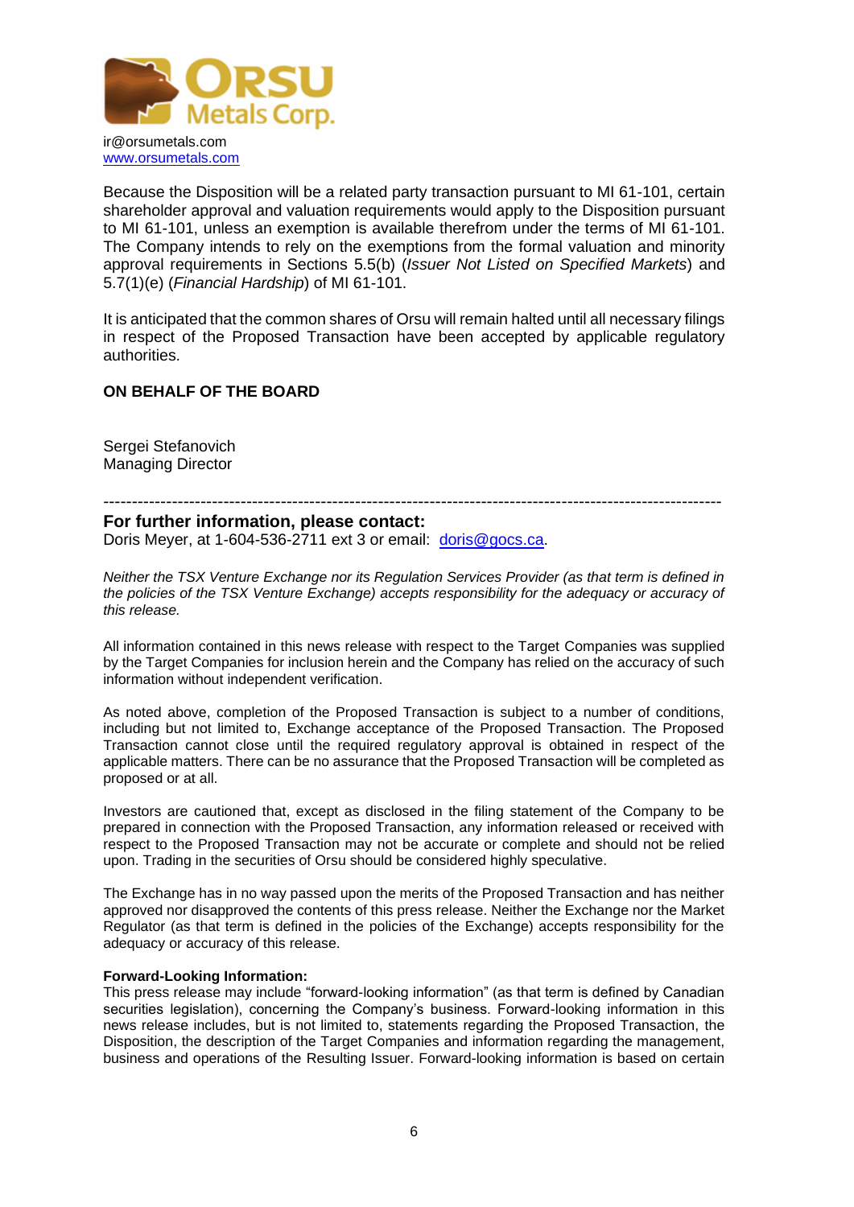ir@orsumetals.com
www.orsumetals.com

Because the Disposition will be a related party transaction pursuant to MI 61-101, certain shareholder approval and valuation requirements would apply to the Disposition pursuant to MI 61-101, unless an exemption is available therefrom under the terms of MI 61-101. The Company intends to rely on the exemptions from the formal valuation and minority approval requirements in Sections 5.5(b) (*Issuer Not Listed on Specified Markets*) and 5.7(1)(e) (*Financial Hardship*) of MI 61-101.

It is anticipated that the common shares of Orsu will remain halted until all necessary filings in respect of the Proposed Transaction have been accepted by applicable regulatory authorities.

**ON BEHALF OF THE BOARD**

Sergei Stefanovich
Managing Director

---

**For further information, please contact:**
Doris Meyer, at 1-604-536-2711 ext 3 or email: doris@gocs.ca.

*Neither the TSX Venture Exchange nor its Regulation Services Provider (as that term is defined in the policies of the TSX Venture Exchange) accepts responsibility for the adequacy or accuracy of this release.*

All information contained in this news release with respect to the Target Companies was supplied by the Target Companies for inclusion herein and the Company has relied on the accuracy of such information without independent verification.

As noted above, completion of the Proposed Transaction is subject to a number of conditions, including but not limited to, Exchange acceptance of the Proposed Transaction. The Proposed Transaction cannot close until the required regulatory approval is obtained in respect of the applicable matters. There can be no assurance that the Proposed Transaction will be completed as proposed or at all.

Investors are cautioned that, except as disclosed in the filing statement of the Company to be prepared in connection with the Proposed Transaction, any information released or received with respect to the Proposed Transaction may not be accurate or complete and should not be relied upon. Trading in the securities of Orsu should be considered highly speculative.

The Exchange has in no way passed upon the merits of the Proposed Transaction and has neither approved nor disapproved the contents of this press release. Neither the Exchange nor the Market Regulator (as that term is defined in the policies of the Exchange) accepts responsibility for the adequacy or accuracy of this release.

**Forward-Looking Information:**
This press release may include "forward-looking information" (as that term is defined by Canadian securities legislation), concerning the Company's business. Forward-looking information in this news release includes, but is not limited to, statements regarding the Proposed Transaction, the Disposition, the description of the Target Companies and information regarding the management, business and operations of the Resulting Issuer. Forward-looking information is based on certain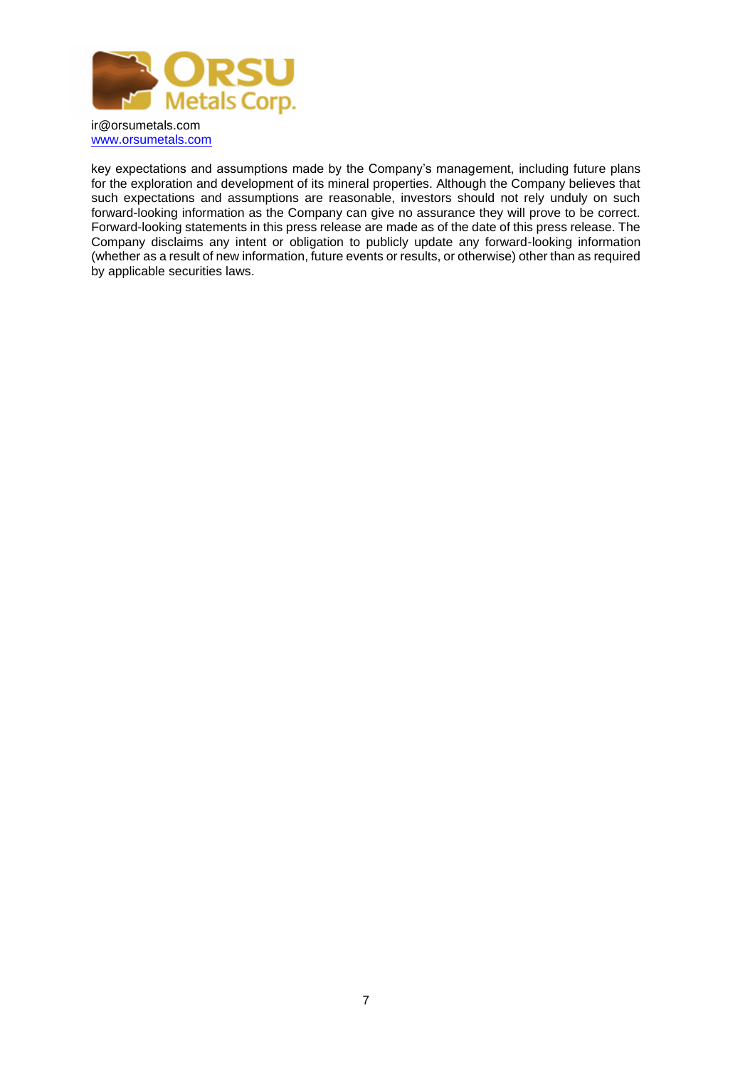ir@orsumetals.com
www.orsumetals.com

key expectations and assumptions made by the Company's management, including future plans for the exploration and development of its mineral properties. Although the Company believes that such expectations and assumptions are reasonable, investors should not rely unduly on such forward-looking information as the Company can give no assurance they will prove to be correct. Forward-looking statements in this press release are made as of the date of this press release. The Company disclaims any intent or obligation to publicly update any forward-looking information (whether as a result of new information, future events or results, or otherwise) other than as required by applicable securities laws.